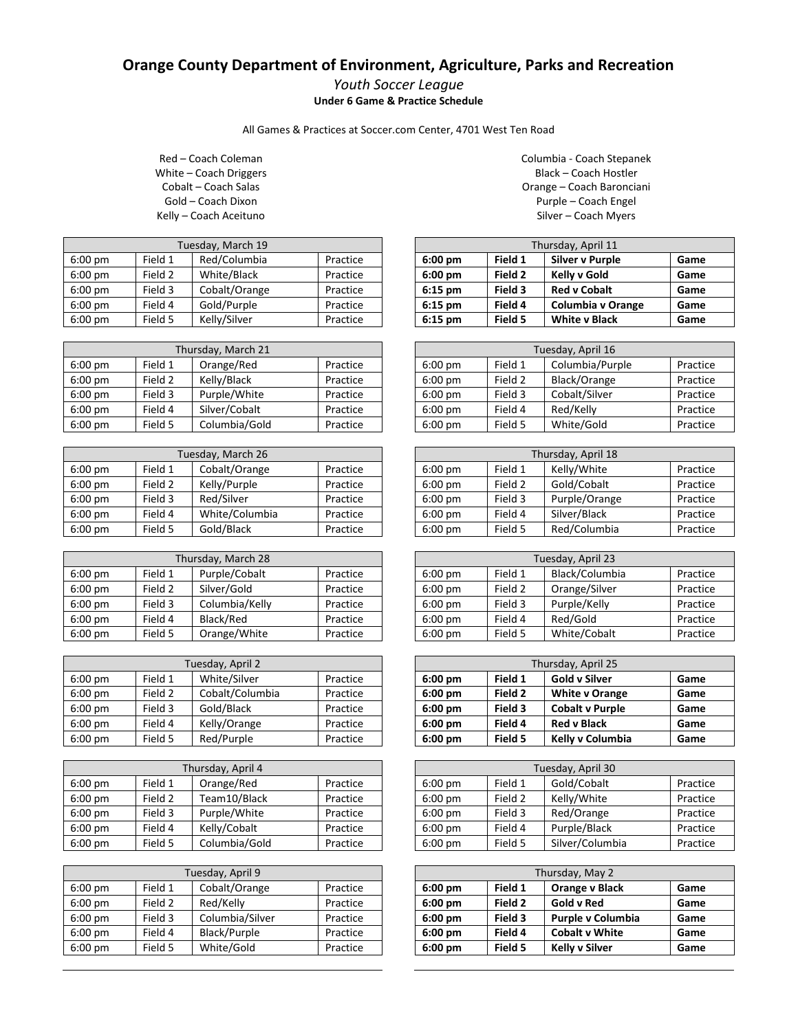# Orange County Department of Environment, Agriculture, Parks and Recreation

*Youth Soccer League*

**Under 6 Game & Practice Schedule**

All Games & Practices at Soccer.com Center, 4701 West Ten Road

Red – Coach Coleman
White – Coach Driggers
Cobalt – Coach Salas
Gold – Coach Dixon
Kelly – Coach Aceituno

Columbia - Coach Stepanek
Black – Coach Hostler
Orange – Coach Baronciani
Purple – Coach Engel
Silver – Coach Myers

| Tuesday, March 19 | | | |
|---|---|---|---|
| 6:00 pm | Field 1 | Red/Columbia | Practice |
| 6:00 pm | Field 2 | White/Black | Practice |
| 6:00 pm | Field 3 | Cobalt/Orange | Practice |
| 6:00 pm | Field 4 | Gold/Purple | Practice |
| 6:00 pm | Field 5 | Kelly/Silver | Practice |

| Thursday, March 21 | | | |
|---|---|---|---|
| 6:00 pm | Field 1 | Orange/Red | Practice |
| 6:00 pm | Field 2 | Kelly/Black | Practice |
| 6:00 pm | Field 3 | Purple/White | Practice |
| 6:00 pm | Field 4 | Silver/Cobalt | Practice |
| 6:00 pm | Field 5 | Columbia/Gold | Practice |

| Tuesday, March 26 | | | |
|---|---|---|---|
| 6:00 pm | Field 1 | Cobalt/Orange | Practice |
| 6:00 pm | Field 2 | Kelly/Purple | Practice |
| 6:00 pm | Field 3 | Red/Silver | Practice |
| 6:00 pm | Field 4 | White/Columbia | Practice |
| 6:00 pm | Field 5 | Gold/Black | Practice |

| Thursday, March 28 | | | |
|---|---|---|---|
| 6:00 pm | Field 1 | Purple/Cobalt | Practice |
| 6:00 pm | Field 2 | Silver/Gold | Practice |
| 6:00 pm | Field 3 | Columbia/Kelly | Practice |
| 6:00 pm | Field 4 | Black/Red | Practice |
| 6:00 pm | Field 5 | Orange/White | Practice |

| Tuesday, April 2 | | | |
|---|---|---|---|
| 6:00 pm | Field 1 | White/Silver | Practice |
| 6:00 pm | Field 2 | Cobalt/Columbia | Practice |
| 6:00 pm | Field 3 | Gold/Black | Practice |
| 6:00 pm | Field 4 | Kelly/Orange | Practice |
| 6:00 pm | Field 5 | Red/Purple | Practice |

| Thursday, April 4 | | | |
|---|---|---|---|
| 6:00 pm | Field 1 | Orange/Red | Practice |
| 6:00 pm | Field 2 | Team10/Black | Practice |
| 6:00 pm | Field 3 | Purple/White | Practice |
| 6:00 pm | Field 4 | Kelly/Cobalt | Practice |
| 6:00 pm | Field 5 | Columbia/Gold | Practice |

| Tuesday, April 9 | | | |
|---|---|---|---|
| 6:00 pm | Field 1 | Cobalt/Orange | Practice |
| 6:00 pm | Field 2 | Red/Kelly | Practice |
| 6:00 pm | Field 3 | Columbia/Silver | Practice |
| 6:00 pm | Field 4 | Black/Purple | Practice |
| 6:00 pm | Field 5 | White/Gold | Practice |

| Thursday, April 11 | | | |
|---|---|---|---|
| **6:00 pm** | **Field 1** | **Silver v Purple** | **Game** |
| **6:00 pm** | **Field 2** | **Kelly v Gold** | **Game** |
| **6:15 pm** | **Field 3** | **Red v Cobalt** | **Game** |
| **6:15 pm** | **Field 4** | **Columbia v Orange** | **Game** |
| **6:15 pm** | **Field 5** | **White v Black** | **Game** |

| Tuesday, April 16 | | | |
|---|---|---|---|
| 6:00 pm | Field 1 | Columbia/Purple | Practice |
| 6:00 pm | Field 2 | Black/Orange | Practice |
| 6:00 pm | Field 3 | Cobalt/Silver | Practice |
| 6:00 pm | Field 4 | Red/Kelly | Practice |
| 6:00 pm | Field 5 | White/Gold | Practice |

| Thursday, April 18 | | | |
|---|---|---|---|
| 6:00 pm | Field 1 | Kelly/White | Practice |
| 6:00 pm | Field 2 | Gold/Cobalt | Practice |
| 6:00 pm | Field 3 | Purple/Orange | Practice |
| 6:00 pm | Field 4 | Silver/Black | Practice |
| 6:00 pm | Field 5 | Red/Columbia | Practice |

| Tuesday, April 23 | | | |
|---|---|---|---|
| 6:00 pm | Field 1 | Black/Columbia | Practice |
| 6:00 pm | Field 2 | Orange/Silver | Practice |
| 6:00 pm | Field 3 | Purple/Kelly | Practice |
| 6:00 pm | Field 4 | Red/Gold | Practice |
| 6:00 pm | Field 5 | White/Cobalt | Practice |

| Thursday, April 25 | | | |
|---|---|---|---|
| **6:00 pm** | **Field 1** | **Gold v Silver** | **Game** |
| **6:00 pm** | **Field 2** | **White v Orange** | **Game** |
| **6:00 pm** | **Field 3** | **Cobalt v Purple** | **Game** |
| **6:00 pm** | **Field 4** | **Red v Black** | **Game** |
| **6:00 pm** | **Field 5** | **Kelly v Columbia** | **Game** |

| Tuesday, April 30 | | | |
|---|---|---|---|
| 6:00 pm | Field 1 | Gold/Cobalt | Practice |
| 6:00 pm | Field 2 | Kelly/White | Practice |
| 6:00 pm | Field 3 | Red/Orange | Practice |
| 6:00 pm | Field 4 | Purple/Black | Practice |
| 6:00 pm | Field 5 | Silver/Columbia | Practice |

| Thursday, May 2 | | | |
|---|---|---|---|
| **6:00 pm** | **Field 1** | **Orange v Black** | **Game** |
| **6:00 pm** | **Field 2** | **Gold v Red** | **Game** |
| **6:00 pm** | **Field 3** | **Purple v Columbia** | **Game** |
| **6:00 pm** | **Field 4** | **Cobalt v White** | **Game** |
| **6:00 pm** | **Field 5** | **Kelly v Silver** | **Game** |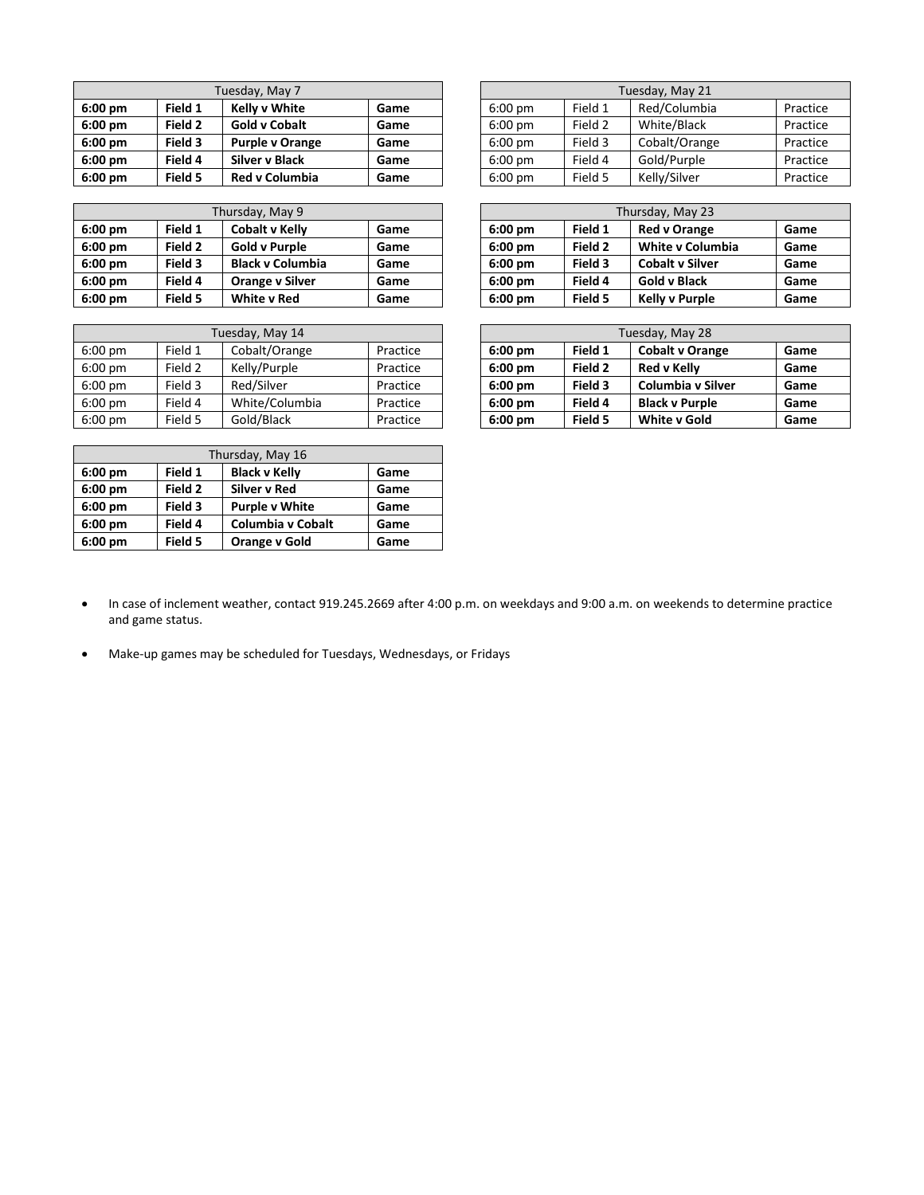| Tuesday, May 7 | | | |
|---|---|---|---|
| **6:00 pm** | **Field 1** | **Kelly v White** | **Game** |
| **6:00 pm** | **Field 2** | **Gold v Cobalt** | **Game** |
| **6:00 pm** | **Field 3** | **Purple v Orange** | **Game** |
| **6:00 pm** | **Field 4** | **Silver v Black** | **Game** |
| **6:00 pm** | **Field 5** | **Red v Columbia** | **Game** |

| Thursday, May 9 | | | |
|---|---|---|---|
| **6:00 pm** | **Field 1** | **Cobalt v Kelly** | **Game** |
| **6:00 pm** | **Field 2** | **Gold v Purple** | **Game** |
| **6:00 pm** | **Field 3** | **Black v Columbia** | **Game** |
| **6:00 pm** | **Field 4** | **Orange v Silver** | **Game** |
| **6:00 pm** | **Field 5** | **White v Red** | **Game** |

| Tuesday, May 14 | | | |
|---|---|---|---|
| 6:00 pm | Field 1 | Cobalt/Orange | Practice |
| 6:00 pm | Field 2 | Kelly/Purple | Practice |
| 6:00 pm | Field 3 | Red/Silver | Practice |
| 6:00 pm | Field 4 | White/Columbia | Practice |
| 6:00 pm | Field 5 | Gold/Black | Practice |

| Thursday, May 16 | | | |
|---|---|---|---|
| **6:00 pm** | **Field 1** | **Black v Kelly** | **Game** |
| **6:00 pm** | **Field 2** | **Silver v Red** | **Game** |
| **6:00 pm** | **Field 3** | **Purple v White** | **Game** |
| **6:00 pm** | **Field 4** | **Columbia v Cobalt** | **Game** |
| **6:00 pm** | **Field 5** | **Orange v Gold** | **Game** |

| Tuesday, May 21 | | | |
|---|---|---|---|
| 6:00 pm | Field 1 | Red/Columbia | Practice |
| 6:00 pm | Field 2 | White/Black | Practice |
| 6:00 pm | Field 3 | Cobalt/Orange | Practice |
| 6:00 pm | Field 4 | Gold/Purple | Practice |
| 6:00 pm | Field 5 | Kelly/Silver | Practice |

| Thursday, May 23 | | | |
|---|---|---|---|
| **6:00 pm** | **Field 1** | **Red v Orange** | **Game** |
| **6:00 pm** | **Field 2** | **White v Columbia** | **Game** |
| **6:00 pm** | **Field 3** | **Cobalt v Silver** | **Game** |
| **6:00 pm** | **Field 4** | **Gold v Black** | **Game** |
| **6:00 pm** | **Field 5** | **Kelly v Purple** | **Game** |

| Tuesday, May 28 | | | |
|---|---|---|---|
| **6:00 pm** | **Field 1** | **Cobalt v Orange** | **Game** |
| **6:00 pm** | **Field 2** | **Red v Kelly** | **Game** |
| **6:00 pm** | **Field 3** | **Columbia v Silver** | **Game** |
| **6:00 pm** | **Field 4** | **Black v Purple** | **Game** |
| **6:00 pm** | **Field 5** | **White v Gold** | **Game** |

- In case of inclement weather, contact 919.245.2669 after 4:00 p.m. on weekdays and 9:00 a.m. on weekends to determine practice and game status.
- Make-up games may be scheduled for Tuesdays, Wednesdays, or Fridays